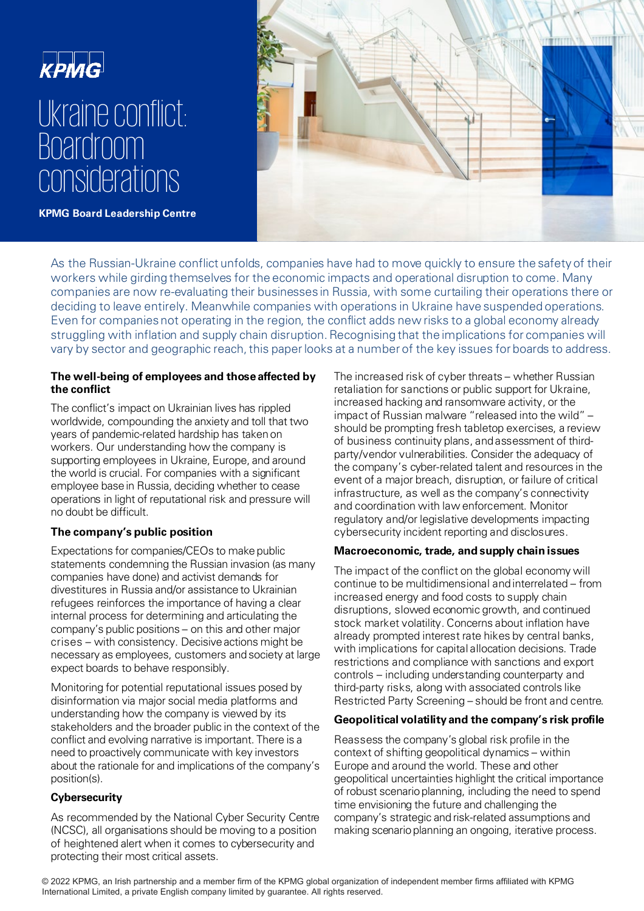KPMG

# Ukraine conflict: Boardroom considerations

**KPMG Board Leadership Centre**

As the Russian-Ukraine conflict unfolds, companies have had to move quickly to ensure the safety of their workers while girding themselves for the economic impacts and operational disruption to come. Many companies are now re-evaluating their businesses in Russia, with some curtailing their operations there or deciding to leave entirely. Meanwhile companies with operations in Ukraine have suspended operations. Even for companies not operating in the region, the conflict adds new risks to a global economy already struggling with inflation and supply chain disruption. Recognising that the implications for companies will vary by sector and geographic reach, this paper looks at a number of the key issues for boards to address.

## The well-being of employees and those affected by the conflict

The conflict's impact on Ukrainian lives has rippled worldwide, compounding the anxiety and toll that two years of pandemic-related hardship has taken on workers. Our understanding how the company is supporting employees in Ukraine, Europe, and around the world is crucial. For companies with a significant employee base in Russia, deciding whether to cease operations in light of reputational risk and pressure will no doubt be difficult.

## The company's public position

Expectations for companies/CEOs to make public statements condemning the Russian invasion (as many companies have done) and activist demands for divestitures in Russia and/or assistance to Ukrainian refugees reinforces the importance of having a clear internal process for determining and articulating the company's public positions – on this and other major crises – with consistency. Decisive actions might be necessary as employees, customers and society at large expect boards to behave responsibly.

Monitoring for potential reputational issues posed by disinformation via major social media platforms and understanding how the company is viewed by its stakeholders and the broader public in the context of the conflict and evolving narrative is important. There is a need to proactively communicate with key investors about the rationale for and implications of the company's position(s).

## Cybersecurity

As recommended by the National Cyber Security Centre (NCSC), all organisations should be moving to a position of heightened alert when it comes to cybersecurity and protecting their most critical assets.

The increased risk of cyber threats – whether Russian retaliation for sanctions or public support for Ukraine, increased hacking and ransomware activity, or the impact of Russian malware "released into the wild" – should be prompting fresh tabletop exercises, a review of business continuity plans, and assessment of third-party/vendor vulnerabilities. Consider the adequacy of the company's cyber-related talent and resources in the event of a major breach, disruption, or failure of critical infrastructure, as well as the company's connectivity and coordination with law enforcement. Monitor regulatory and/or legislative developments impacting cybersecurity incident reporting and disclosures.

## Macroeconomic, trade, and supply chain issues

The impact of the conflict on the global economy will continue to be multidimensional and interrelated – from increased energy and food costs to supply chain disruptions, slowed economic growth, and continued stock market volatility. Concerns about inflation have already prompted interest rate hikes by central banks, with implications for capital allocation decisions. Trade restrictions and compliance with sanctions and export controls – including understanding counterparty and third-party risks, along with associated controls like Restricted Party Screening – should be front and centre.

## Geopolitical volatility and the company's risk profile

Reassess the company's global risk profile in the context of shifting geopolitical dynamics – within Europe and around the world. These and other geopolitical uncertainties highlight the critical importance of robust scenario planning, including the need to spend time envisioning the future and challenging the company's strategic and risk-related assumptions and making scenario planning an ongoing, iterative process.

© 2022 KPMG, an Irish partnership and a member firm of the KPMG global organization of independent member firms affiliated with KPMG International Limited, a private English company limited by guarantee. All rights reserved.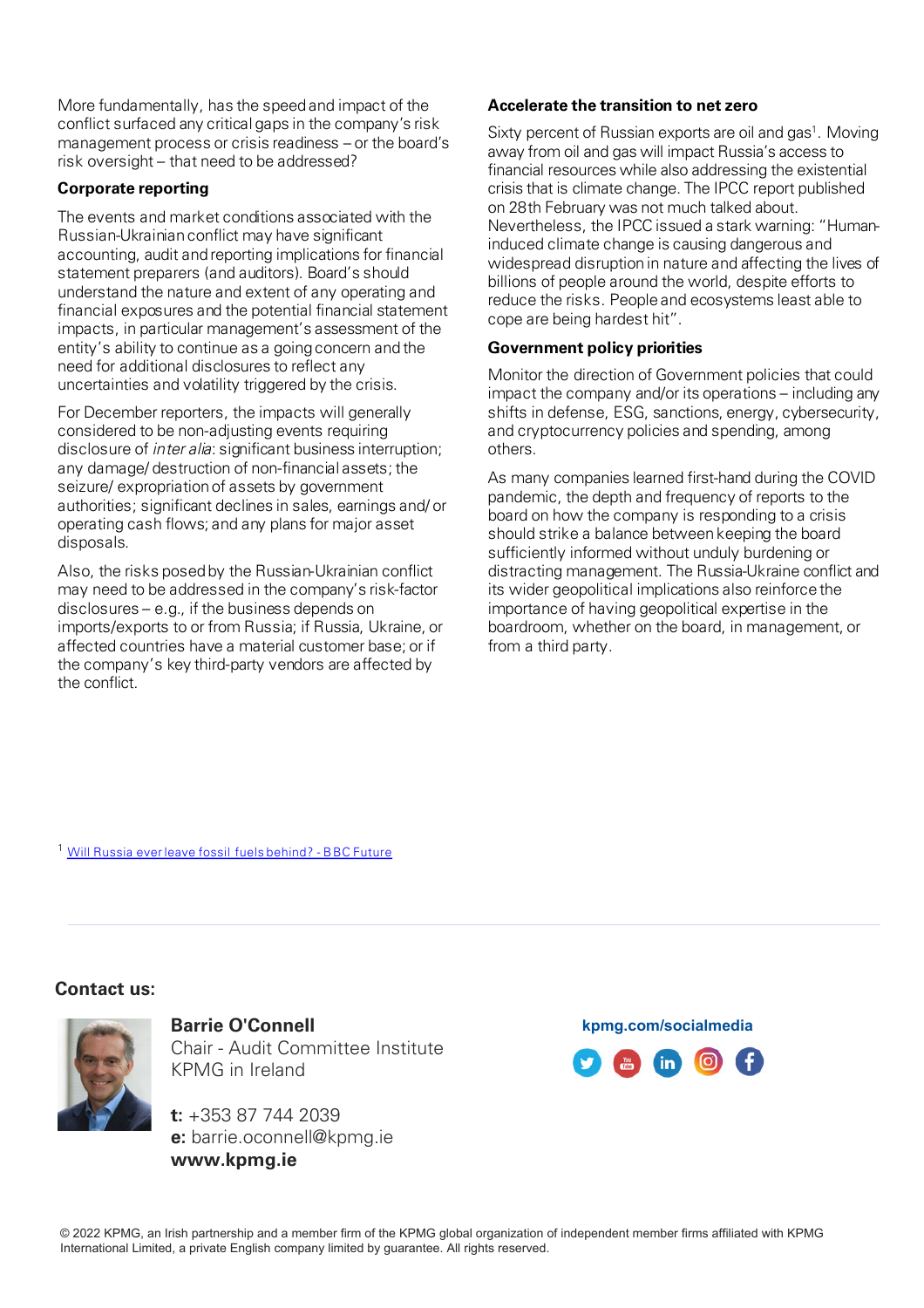More fundamentally, has the speed and impact of the conflict surfaced any critical gaps in the company's risk management process or crisis readiness – or the board's risk oversight – that need to be addressed?

### Corporate reporting

The events and market conditions associated with the Russian-Ukrainian conflict may have significant accounting, audit and reporting implications for financial statement preparers (and auditors). Board's should understand the nature and extent of any operating and financial exposures and the potential financial statement impacts, in particular management's assessment of the entity's ability to continue as a going concern and the need for additional disclosures to reflect any uncertainties and volatility triggered by the crisis.

For December reporters, the impacts will generally considered to be non-adjusting events requiring disclosure of *inter alia*: significant business interruption; any damage/ destruction of non-financial assets; the seizure/ expropriation of assets by government authorities; significant declines in sales, earnings and/ or operating cash flows; and any plans for major asset disposals.

Also, the risks posed by the Russian-Ukrainian conflict may need to be addressed in the company's risk-factor disclosures – e.g., if the business depends on imports/exports to or from Russia; if Russia, Ukraine, or affected countries have a material customer base; or if the company's key third-party vendors are affected by the conflict.

### Accelerate the transition to net zero

Sixty percent of Russian exports are oil and gas[1]. Moving away from oil and gas will impact Russia's access to financial resources while also addressing the existential crisis that is climate change. The IPCC report published on 28th February was not much talked about. Nevertheless, the IPCC issued a stark warning: "Human-induced climate change is causing dangerous and widespread disruption in nature and affecting the lives of billions of people around the world, despite efforts to reduce the risks. People and ecosystems least able to cope are being hardest hit".

### Government policy priorities

Monitor the direction of Government policies that could impact the company and/or its operations – including any shifts in defense, ESG, sanctions, energy, cybersecurity, and cryptocurrency policies and spending, among others.

As many companies learned first-hand during the COVID pandemic, the depth and frequency of reports to the board on how the company is responding to a crisis should strike a balance between keeping the board sufficiently informed without unduly burdening or distracting management. The Russia-Ukraine conflict and its wider geopolitical implications also reinforce the importance of having geopolitical expertise in the boardroom, whether on the board, in management, or from a third party.

[1] Will Russia ever leave fossil fuels behind? - BBC Future

## Contact us:

**Barrie O'Connell**
Chair - Audit Committee Institute
KPMG in Ireland

**t:** +353 87 744 2039
**e:** barrie.oconnell@kpmg.ie
**www.kpmg.ie**

**kpmg.com/socialmedia**

© 2022 KPMG, an Irish partnership and a member firm of the KPMG global organization of independent member firms affiliated with KPMG International Limited, a private English company limited by guarantee. All rights reserved.